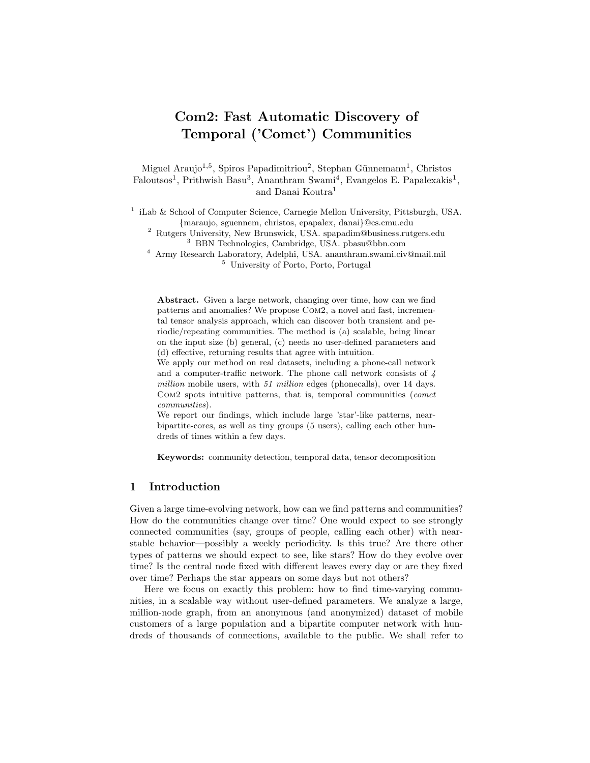# Com2: Fast Automatic Discovery of Temporal ('Comet') Communities

Miguel Araujo[1,5], Spiros Papadimitriou[2], Stephan Günnemann[1], Christos Faloutsos[1], Prithwish Basu[3], Ananthram Swami[4], Evangelos E. Papalexakis[1], and Danai Koutra[1]

[1] iLab & School of Computer Science, Carnegie Mellon University, Pittsburgh, USA. {maraujo, sguennem, christos, epapalex, danai}@cs.cmu.edu

[2] Rutgers University, New Brunswick, USA. spapadim@business.rutgers.edu

[3] BBN Technologies, Cambridge, USA. pbasu@bbn.com

[4] Army Research Laboratory, Adelphi, USA. ananthram.swami.civ@mail.mil

[5] University of Porto, Porto, Portugal

**Abstract.** Given a large network, changing over time, how can we find patterns and anomalies? We propose Com2, a novel and fast, incremental tensor analysis approach, which can discover both transient and periodic/repeating communities. The method is (a) scalable, being linear on the input size (b) general, (c) needs no user-defined parameters and (d) effective, returning results that agree with intuition.

We apply our method on real datasets, including a phone-call network and a computer-traffic network. The phone call network consists of *4 million* mobile users, with *51 million* edges (phonecalls), over 14 days. Com2 spots intuitive patterns, that is, temporal communities (*comet communities*).

We report our findings, which include large 'star'-like patterns, near-bipartite-cores, as well as tiny groups (5 users), calling each other hundreds of times within a few days.

**Keywords:** community detection, temporal data, tensor decomposition

## 1 Introduction

Given a large time-evolving network, how can we find patterns and communities? How do the communities change over time? One would expect to see strongly connected communities (say, groups of people, calling each other) with near-stable behavior—possibly a weekly periodicity. Is this true? Are there other types of patterns we should expect to see, like stars? How do they evolve over time? Is the central node fixed with different leaves every day or are they fixed over time? Perhaps the star appears on some days but not others?

Here we focus on exactly this problem: how to find time-varying communities, in a scalable way without user-defined parameters. We analyze a large, million-node graph, from an anonymous (and anonymized) dataset of mobile customers of a large population and a bipartite computer network with hundreds of thousands of connections, available to the public. We shall refer to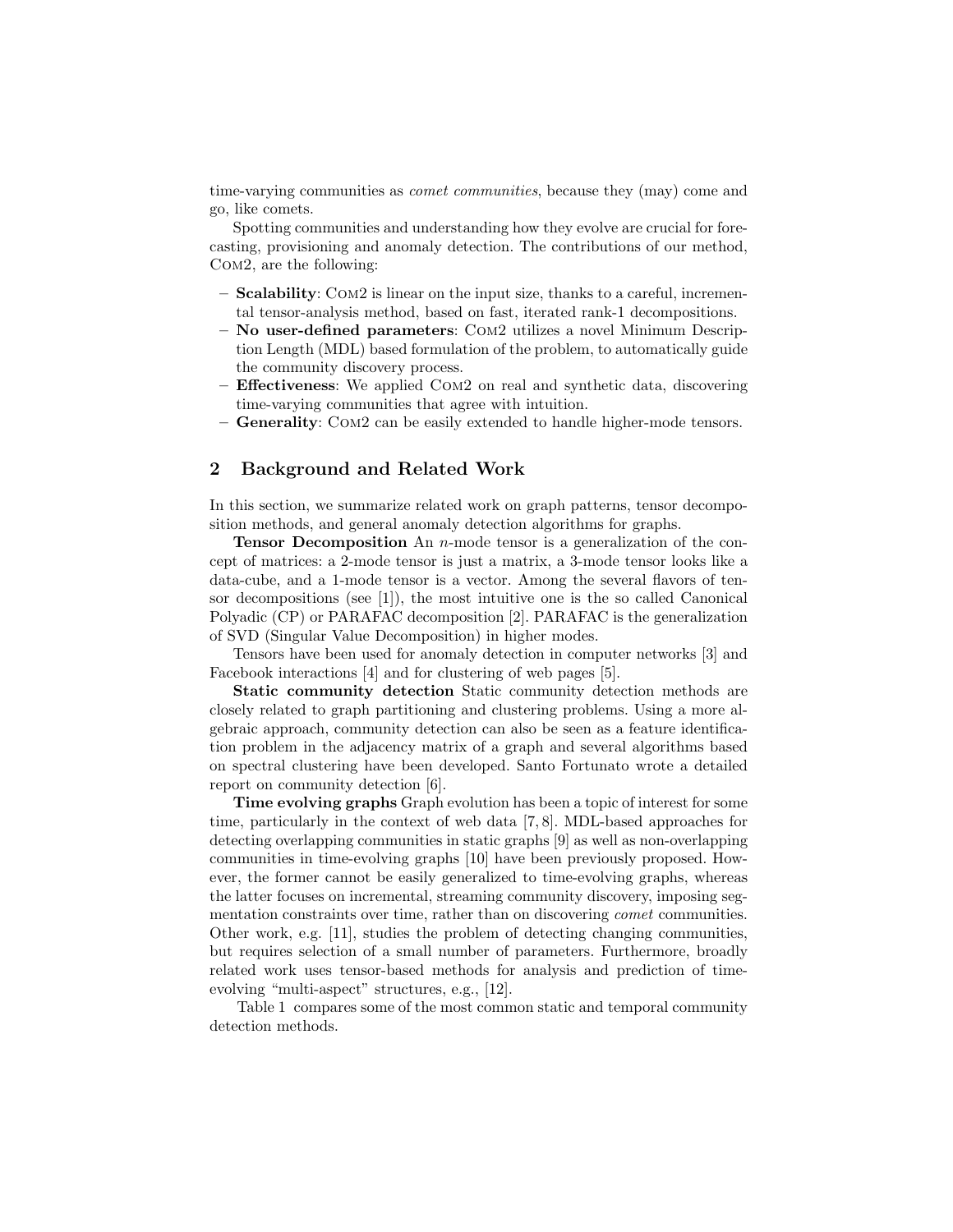time-varying communities as *comet communities*, because they (may) come and go, like comets.

Spotting communities and understanding how they evolve are crucial for forecasting, provisioning and anomaly detection. The contributions of our method, Com2, are the following:

- **Scalability**: Com2 is linear on the input size, thanks to a careful, incremental tensor-analysis method, based on fast, iterated rank-1 decompositions.
- **No user-defined parameters**: Com2 utilizes a novel Minimum Description Length (MDL) based formulation of the problem, to automatically guide the community discovery process.
- **Effectiveness**: We applied Com2 on real and synthetic data, discovering time-varying communities that agree with intuition.
- **Generality**: Com2 can be easily extended to handle higher-mode tensors.

## 2 Background and Related Work

In this section, we summarize related work on graph patterns, tensor decomposition methods, and general anomaly detection algorithms for graphs.

**Tensor Decomposition** An $n$-mode tensor is a generalization of the concept of matrices: a 2-mode tensor is just a matrix, a 3-mode tensor looks like a data-cube, and a 1-mode tensor is a vector. Among the several flavors of tensor decompositions (see [1]), the most intuitive one is the so called Canonical Polyadic (CP) or PARAFAC decomposition [2]. PARAFAC is the generalization of SVD (Singular Value Decomposition) in higher modes.

Tensors have been used for anomaly detection in computer networks [3] and Facebook interactions [4] and for clustering of web pages [5].

**Static community detection** Static community detection methods are closely related to graph partitioning and clustering problems. Using a more algebraic approach, community detection can also be seen as a feature identification problem in the adjacency matrix of a graph and several algorithms based on spectral clustering have been developed. Santo Fortunato wrote a detailed report on community detection [6].

**Time evolving graphs** Graph evolution has been a topic of interest for some time, particularly in the context of web data [7, 8]. MDL-based approaches for detecting overlapping communities in static graphs [9] as well as non-overlapping communities in time-evolving graphs [10] have been previously proposed. However, the former cannot be easily generalized to time-evolving graphs, whereas the latter focuses on incremental, streaming community discovery, imposing segmentation constraints over time, rather than on discovering *comet* communities. Other work, e.g. [11], studies the problem of detecting changing communities, but requires selection of a small number of parameters. Furthermore, broadly related work uses tensor-based methods for analysis and prediction of time-evolving "multi-aspect" structures, e.g., [12].

Table 1 compares some of the most common static and temporal community detection methods.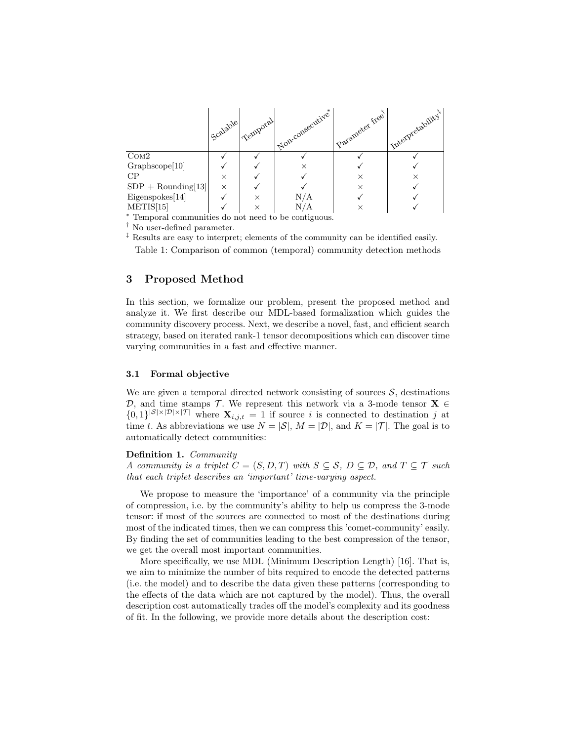| | Scalable | Temporal | Non-consecutive* | Parameter free† | Interpretability‡ |
|---|---|---|---|---|---|
| COM2 | ✓ | ✓ | ✓ | ✓ | ✓ |
| Graphscope[10] | ✓ | ✓ | × | ✓ | ✓ |
| CP | × | ✓ | ✓ | × | × |
| SDP + Rounding[13] | × | ✓ | ✓ | × | ✓ |
| Eigenspokes[14] | ✓ | × | N/A | ✓ | ✓ |
| METIS[15] | ✓ | × | N/A | × | ✓ |

\* Temporal communities do not need to be contiguous.

† No user-defined parameter.

‡ Results are easy to interpret; elements of the community can be identified easily.

Table 1: Comparison of common (temporal) community detection methods

## 3 Proposed Method

In this section, we formalize our problem, present the proposed method and analyze it. We first describe our MDL-based formalization which guides the community discovery process. Next, we describe a novel, fast, and efficient search strategy, based on iterated rank-1 tensor decompositions which can discover time varying communities in a fast and effective manner.

### 3.1 Formal objective

We are given a temporal directed network consisting of sources $\mathcal{S}$, destinations $\mathcal{D}$, and time stamps $\mathcal{T}$. We represent this network via a 3-mode tensor $\mathbf{X} \in \{0,1\}^{|\mathcal{S}|\times|\mathcal{D}|\times|\mathcal{T}|}$ where $\mathbf{X}_{i,j,t} = 1$ if source $i$ is connected to destination $j$ at time $t$. As abbreviations we use $N = |\mathcal{S}|$, $M = |\mathcal{D}|$, and $K = |\mathcal{T}|$. The goal is to automatically detect communities:

**Definition 1.** *Community*
*A community is a triplet $C = (S, D, T)$ with $S \subseteq \mathcal{S}$, $D \subseteq \mathcal{D}$, and $T \subseteq \mathcal{T}$ such that each triplet describes an 'important' time-varying aspect.*

We propose to measure the 'importance' of a community via the principle of compression, i.e. by the community's ability to help us compress the 3-mode tensor: if most of the sources are connected to most of the destinations during most of the indicated times, then we can compress this 'comet-community' easily. By finding the set of communities leading to the best compression of the tensor, we get the overall most important communities.

More specifically, we use MDL (Minimum Description Length) [16]. That is, we aim to minimize the number of bits required to encode the detected patterns (i.e. the model) and to describe the data given these patterns (corresponding to the effects of the data which are not captured by the model). Thus, the overall description cost automatically trades off the model's complexity and its goodness of fit. In the following, we provide more details about the description cost: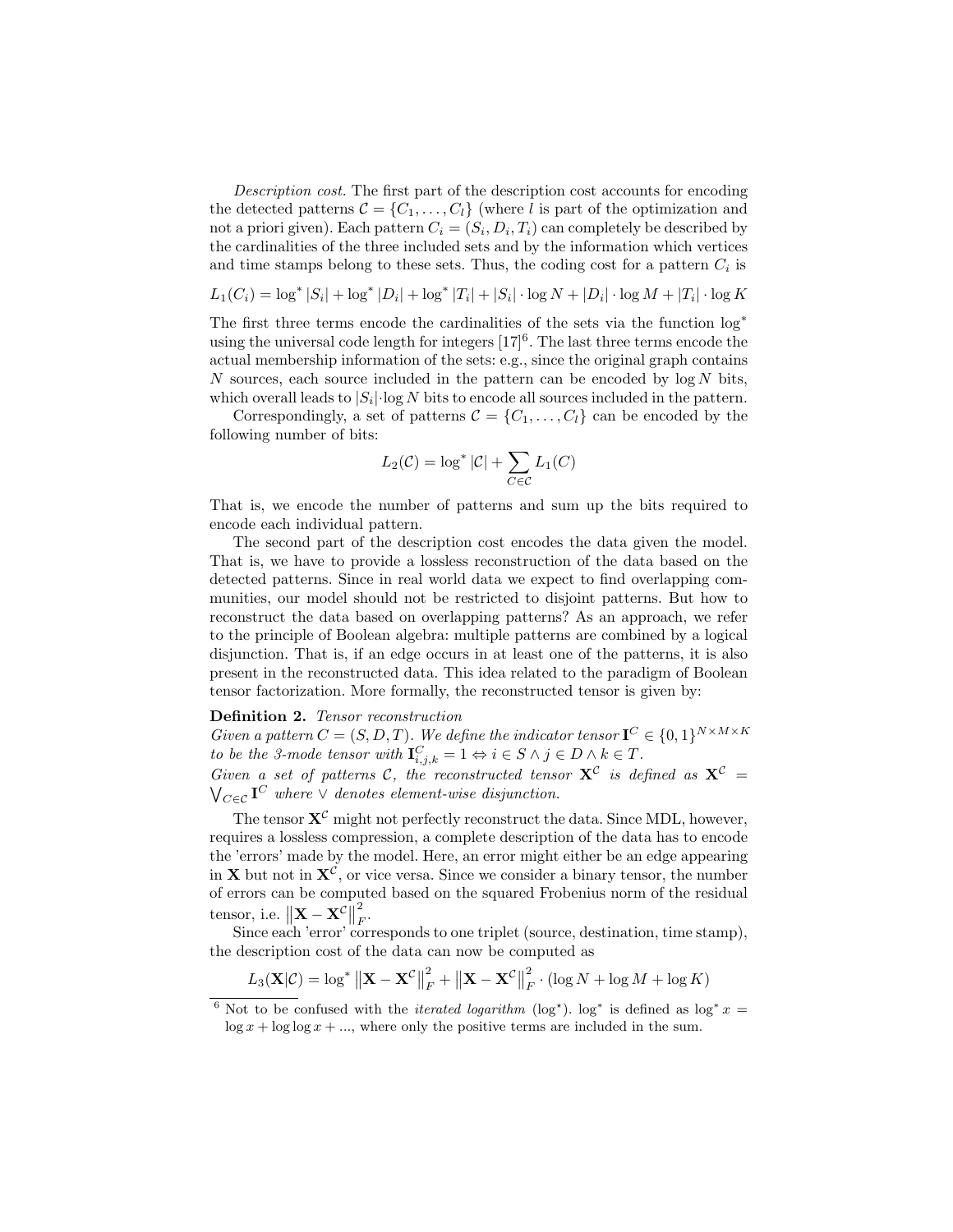*Description cost.* The first part of the description cost accounts for encoding the detected patterns $\mathcal{C} = \{C_1, \ldots, C_l\}$ (where $l$ is part of the optimization and not a priori given). Each pattern $C_i = (S_i, D_i, T_i)$ can completely be described by the cardinalities of the three included sets and by the information which vertices and time stamps belong to these sets. Thus, the coding cost for a pattern $C_i$ is

$$L_1(C_i) = \log^* |S_i| + \log^* |D_i| + \log^* |T_i| + |S_i| \cdot \log N + |D_i| \cdot \log M + |T_i| \cdot \log K$$

The first three terms encode the cardinalities of the sets via the function $\log^*$ using the universal code length for integers [17][6]. The last three terms encode the actual membership information of the sets: e.g., since the original graph contains $N$ sources, each source included in the pattern can be encoded by $\log N$ bits, which overall leads to $|S_i| \cdot \log N$ bits to encode all sources included in the pattern.

Correspondingly, a set of patterns $\mathcal{C} = \{C_1, \ldots, C_l\}$ can be encoded by the following number of bits:

$$L_2(\mathcal{C}) = \log^* |\mathcal{C}| + \sum_{C \in \mathcal{C}} L_1(C)$$

That is, we encode the number of patterns and sum up the bits required to encode each individual pattern.

The second part of the description cost encodes the data given the model. That is, we have to provide a lossless reconstruction of the data based on the detected patterns. Since in real world data we expect to find overlapping communities, our model should not be restricted to disjoint patterns. But how to reconstruct the data based on overlapping patterns? As an approach, we refer to the principle of Boolean algebra: multiple patterns are combined by a logical disjunction. That is, if an edge occurs in at least one of the patterns, it is also present in the reconstructed data. This idea related to the paradigm of Boolean tensor factorization. More formally, the reconstructed tensor is given by:

**Definition 2.** *Tensor reconstruction*
*Given a pattern $C = (S, D, T)$. We define the indicator tensor $\mathbf{I}^C \in \{0, 1\}^{N \times M \times K}$ to be the 3-mode tensor with $\mathbf{I}^C_{i,j,k} = 1 \Leftrightarrow i \in S \wedge j \in D \wedge k \in T$.*
*Given a set of patterns $\mathcal{C}$, the reconstructed tensor $\mathbf{X}^{\mathcal{C}}$ is defined as $\mathbf{X}^{\mathcal{C}} = \bigvee_{C \in \mathcal{C}} \mathbf{I}^C$ where $\vee$ denotes element-wise disjunction.*

The tensor $\mathbf{X}^{\mathcal{C}}$ might not perfectly reconstruct the data. Since MDL, however, requires a lossless compression, a complete description of the data has to encode the 'errors' made by the model. Here, an error might either be an edge appearing in $\mathbf{X}$ but not in $\mathbf{X}^{\mathcal{C}}$, or vice versa. Since we consider a binary tensor, the number of errors can be computed based on the squared Frobenius norm of the residual tensor, i.e. $\left\|\mathbf{X} - \mathbf{X}^{\mathcal{C}}\right\|_F^2$.

Since each 'error' corresponds to one triplet (source, destination, time stamp), the description cost of the data can now be computed as

$$L_3(\mathbf{X}|\mathcal{C}) = \log^* \left\|\mathbf{X} - \mathbf{X}^{\mathcal{C}}\right\|_F^2 + \left\|\mathbf{X} - \mathbf{X}^{\mathcal{C}}\right\|_F^2 \cdot (\log N + \log M + \log K)$$

[6] Not to be confused with the *iterated logarithm* ($\log^\star$). $\log^*$ is defined as $\log^* x = \log x + \log\log x + \ldots$, where only the positive terms are included in the sum.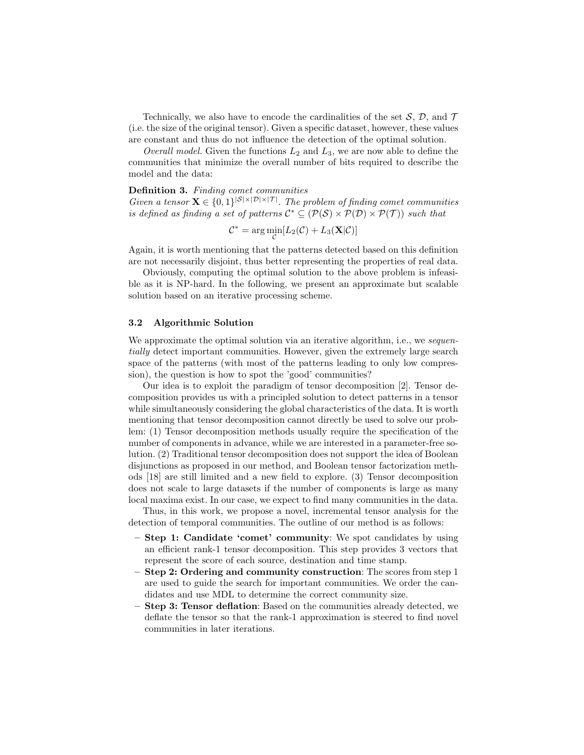Technically, we also have to encode the cardinalities of the set $\mathcal{S}$, $\mathcal{D}$, and $\mathcal{T}$ (i.e. the size of the original tensor). Given a specific dataset, however, these values are constant and thus do not influence the detection of the optimal solution.

*Overall model.* Given the functions $L_2$ and $L_3$, we are now able to define the communities that minimize the overall number of bits required to describe the model and the data:

**Definition 3.** *Finding comet communities*
*Given a tensor* $\mathbf{X} \in \{0,1\}^{|\mathcal{S}| \times |\mathcal{D}| \times |\mathcal{T}|}$. *The problem of finding comet communities is defined as finding a set of patterns* $\mathcal{C}^* \subseteq (\mathcal{P}(\mathcal{S}) \times \mathcal{P}(\mathcal{D}) \times \mathcal{P}(\mathcal{T}))$ *such that*

$$\mathcal{C}^* = \arg\min_{\mathcal{C}} [L_2(\mathcal{C}) + L_3(\mathbf{X}|\mathcal{C})]$$

Again, it is worth mentioning that the patterns detected based on this definition are not necessarily disjoint, thus better representing the properties of real data.

Obviously, computing the optimal solution to the above problem is infeasible as it is NP-hard. In the following, we present an approximate but scalable solution based on an iterative processing scheme.

### 3.2 Algorithmic Solution

We approximate the optimal solution via an iterative algorithm, i.e., we *sequentially* detect important communities. However, given the extremely large search space of the patterns (with most of the patterns leading to only low compression), the question is how to spot the 'good' communities?

Our idea is to exploit the paradigm of tensor decomposition [2]. Tensor decomposition provides us with a principled solution to detect patterns in a tensor while simultaneously considering the global characteristics of the data. It is worth mentioning that tensor decomposition cannot directly be used to solve our problem: (1) Tensor decomposition methods usually require the specification of the number of components in advance, while we are interested in a parameter-free solution. (2) Traditional tensor decomposition does not support the idea of Boolean disjunctions as proposed in our method, and Boolean tensor factorization methods [18] are still limited and a new field to explore. (3) Tensor decomposition does not scale to large datasets if the number of components is large as many local maxima exist. In our case, we expect to find many communities in the data.

Thus, in this work, we propose a novel, incremental tensor analysis for the detection of temporal communities. The outline of our method is as follows:

- **Step 1: Candidate 'comet' community**: We spot candidates by using an efficient rank-1 tensor decomposition. This step provides 3 vectors that represent the score of each source, destination and time stamp.
- **Step 2: Ordering and community construction**: The scores from step 1 are used to guide the search for important communities. We order the candidates and use MDL to determine the correct community size.
- **Step 3: Tensor deflation**: Based on the communities already detected, we deflate the tensor so that the rank-1 approximation is steered to find novel communities in later iterations.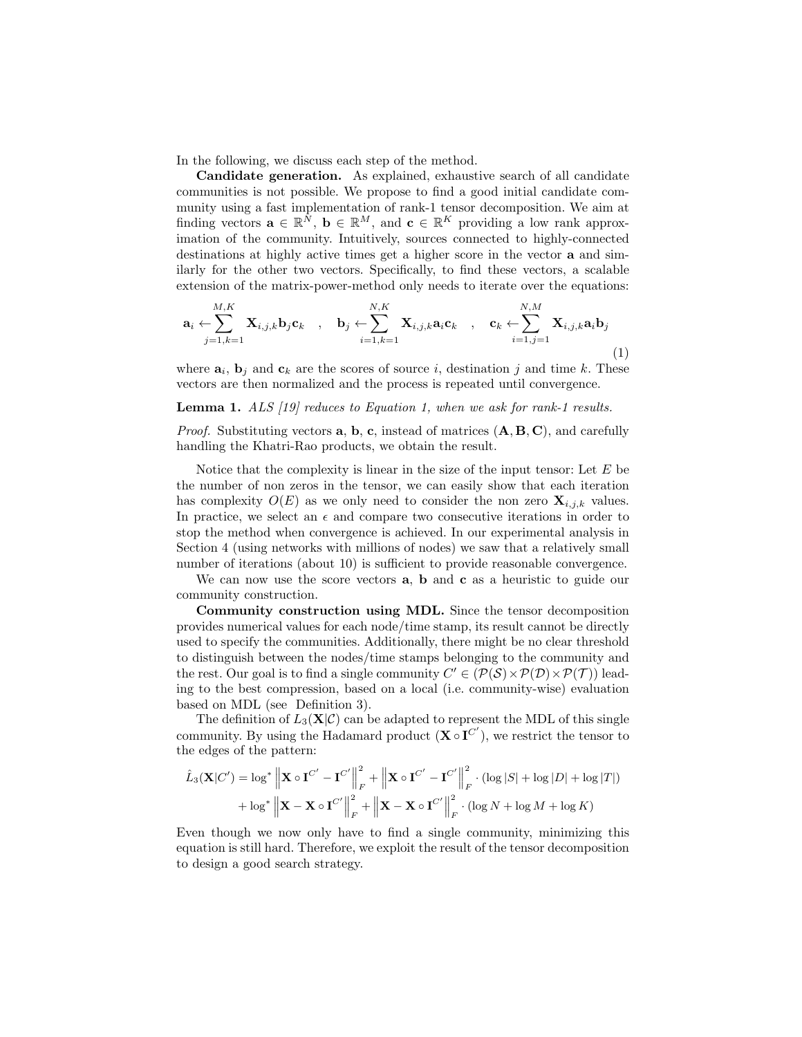In the following, we discuss each step of the method.

**Candidate generation.** As explained, exhaustive search of all candidate communities is not possible. We propose to find a good initial candidate community using a fast implementation of rank-1 tensor decomposition. We aim at finding vectors $\mathbf{a} \in \mathbb{R}^N$, $\mathbf{b} \in \mathbb{R}^M$, and $\mathbf{c} \in \mathbb{R}^K$ providing a low rank approximation of the community. Intuitively, sources connected to highly-connected destinations at highly active times get a higher score in the vector $\mathbf{a}$ and similarly for the other two vectors. Specifically, to find these vectors, a scalable extension of the matrix-power-method only needs to iterate over the equations:

$$\mathbf{a}_i \leftarrow \sum_{j=1,k=1}^{M,K} \mathbf{X}_{i,j,k} \mathbf{b}_j \mathbf{c}_k \quad , \quad \mathbf{b}_j \leftarrow \sum_{i=1,k=1}^{N,K} \mathbf{X}_{i,j,k} \mathbf{a}_i \mathbf{c}_k \quad , \quad \mathbf{c}_k \leftarrow \sum_{i=1,j=1}^{N,M} \mathbf{X}_{i,j,k} \mathbf{a}_i \mathbf{b}_j \tag{1}$$

where $\mathbf{a}_i$, $\mathbf{b}_j$ and $\mathbf{c}_k$ are the scores of source $i$, destination $j$ and time $k$. These vectors are then normalized and the process is repeated until convergence.

**Lemma 1.** *ALS [19] reduces to Equation 1, when we ask for rank-1 results.*

*Proof.* Substituting vectors $\mathbf{a}$, $\mathbf{b}$, $\mathbf{c}$, instead of matrices $(\mathbf{A}, \mathbf{B}, \mathbf{C})$, and carefully handling the Khatri-Rao products, we obtain the result.

Notice that the complexity is linear in the size of the input tensor: Let $E$ be the number of non zeros in the tensor, we can easily show that each iteration has complexity $O(E)$ as we only need to consider the non zero $\mathbf{X}_{i,j,k}$ values. In practice, we select an $\epsilon$ and compare two consecutive iterations in order to stop the method when convergence is achieved. In our experimental analysis in Section 4 (using networks with millions of nodes) we saw that a relatively small number of iterations (about 10) is sufficient to provide reasonable convergence.

We can now use the score vectors $\mathbf{a}$, $\mathbf{b}$ and $\mathbf{c}$ as a heuristic to guide our community construction.

**Community construction using MDL.** Since the tensor decomposition provides numerical values for each node/time stamp, its result cannot be directly used to specify the communities. Additionally, there might be no clear threshold to distinguish between the nodes/time stamps belonging to the community and the rest. Our goal is to find a single community $C' \in (\mathcal{P}(\mathcal{S}) \times \mathcal{P}(\mathcal{D}) \times \mathcal{P}(\mathcal{T}))$ leading to the best compression, based on a local (i.e. community-wise) evaluation based on MDL (see Definition 3).

The definition of $L_3(\mathbf{X}|\mathcal{C})$ can be adapted to represent the MDL of this single community. By using the Hadamard product $(\mathbf{X} \circ \mathbf{I}^{C'})$, we restrict the tensor to the edges of the pattern:

$$\begin{aligned}
\hat{L}_3(\mathbf{X}|C') = \log^* \left\|\mathbf{X} \circ \mathbf{I}^{C'} - \mathbf{I}^{C'}\right\|_F^2 + \left\|\mathbf{X} \circ \mathbf{I}^{C'} - \mathbf{I}^{C'}\right\|_F^2 \cdot (\log|S| + \log|D| + \log|T|) \\
+ \log^* \left\|\mathbf{X} - \mathbf{X} \circ \mathbf{I}^{C'}\right\|_F^2 + \left\|\mathbf{X} - \mathbf{X} \circ \mathbf{I}^{C'}\right\|_F^2 \cdot (\log N + \log M + \log K)
\end{aligned}$$

Even though we now only have to find a single community, minimizing this equation is still hard. Therefore, we exploit the result of the tensor decomposition to design a good search strategy.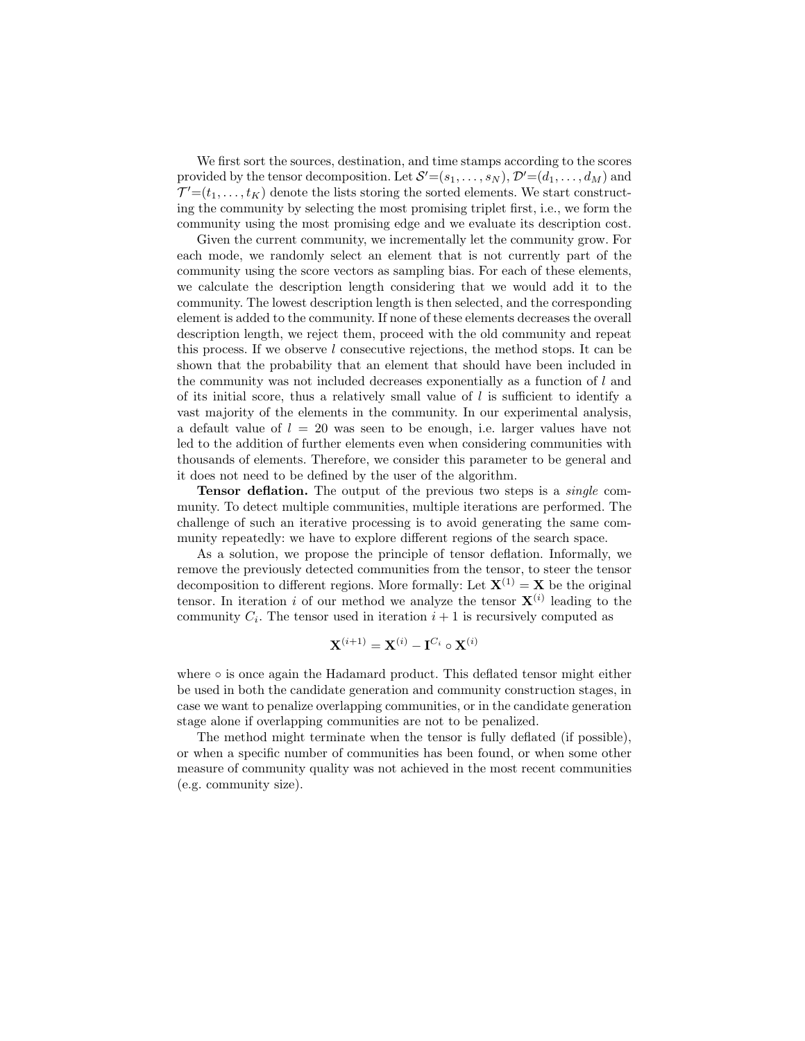We first sort the sources, destination, and time stamps according to the scores provided by the tensor decomposition. Let $\mathcal{S}'=(s_1,\ldots,s_N)$, $\mathcal{D}'=(d_1,\ldots,d_M)$ and $\mathcal{T}'=(t_1,\ldots,t_K)$ denote the lists storing the sorted elements. We start constructing the community by selecting the most promising triplet first, i.e., we form the community using the most promising edge and we evaluate its description cost.

Given the current community, we incrementally let the community grow. For each mode, we randomly select an element that is not currently part of the community using the score vectors as sampling bias. For each of these elements, we calculate the description length considering that we would add it to the community. The lowest description length is then selected, and the corresponding element is added to the community. If none of these elements decreases the overall description length, we reject them, proceed with the old community and repeat this process. If we observe $l$ consecutive rejections, the method stops. It can be shown that the probability that an element that should have been included in the community was not included decreases exponentially as a function of $l$ and of its initial score, thus a relatively small value of $l$ is sufficient to identify a vast majority of the elements in the community. In our experimental analysis, a default value of $l = 20$ was seen to be enough, i.e. larger values have not led to the addition of further elements even when considering communities with thousands of elements. Therefore, we consider this parameter to be general and it does not need to be defined by the user of the algorithm.

**Tensor deflation.** The output of the previous two steps is a *single* community. To detect multiple communities, multiple iterations are performed. The challenge of such an iterative processing is to avoid generating the same community repeatedly: we have to explore different regions of the search space.

As a solution, we propose the principle of tensor deflation. Informally, we remove the previously detected communities from the tensor, to steer the tensor decomposition to different regions. More formally: Let $\mathbf{X}^{(1)} = \mathbf{X}$ be the original tensor. In iteration $i$ of our method we analyze the tensor $\mathbf{X}^{(i)}$ leading to the community $C_i$. The tensor used in iteration $i + 1$ is recursively computed as

$$\mathbf{X}^{(i+1)} = \mathbf{X}^{(i)} - \mathbf{I}^{C_i} \circ \mathbf{X}^{(i)}$$

where $\circ$ is once again the Hadamard product. This deflated tensor might either be used in both the candidate generation and community construction stages, in case we want to penalize overlapping communities, or in the candidate generation stage alone if overlapping communities are not to be penalized.

The method might terminate when the tensor is fully deflated (if possible), or when a specific number of communities has been found, or when some other measure of community quality was not achieved in the most recent communities (e.g. community size).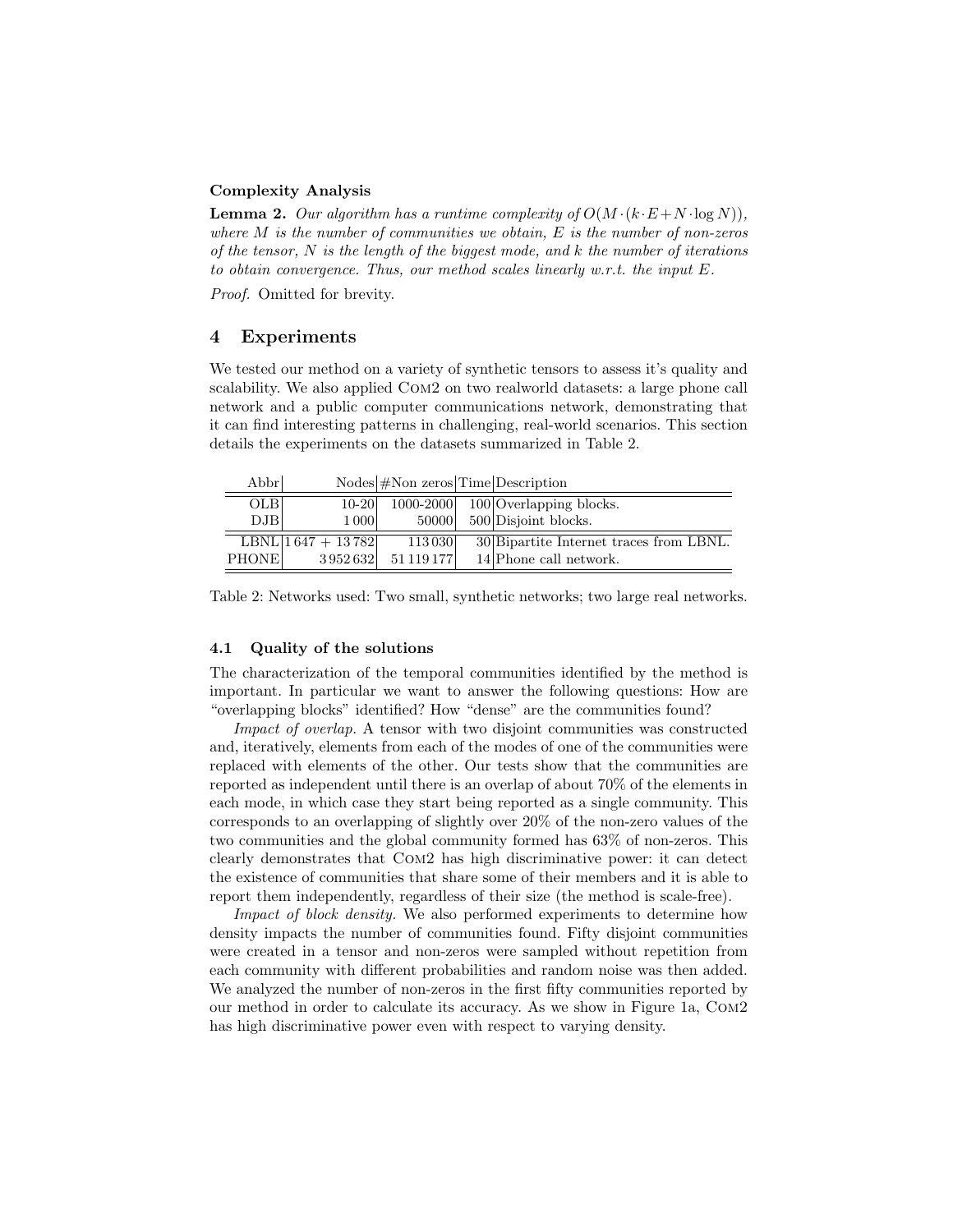**Complexity Analysis**

**Lemma 2.** *Our algorithm has a runtime complexity of $O(M \cdot (k \cdot E + N \cdot \log N))$, where $M$ is the number of communities we obtain, $E$ is the number of non-zeros of the tensor, $N$ is the length of the biggest mode, and $k$ the number of iterations to obtain convergence. Thus, our method scales linearly w.r.t. the input $E$.*

*Proof.* Omitted for brevity.

## 4 Experiments

We tested our method on a variety of synthetic tensors to assess it's quality and scalability. We also applied Com2 on two realworld datasets: a large phone call network and a public computer communications network, demonstrating that it can find interesting patterns in challenging, real-world scenarios. This section details the experiments on the datasets summarized in Table 2.

| Abbr | Nodes | #Non zeros | Time | Description |
|---|---|---|---|---|
| OLB | 10-20 | 1000-2000 | 100 | Overlapping blocks. |
| DJB | 1 000 | 50000 | 500 | Disjoint blocks. |
| LBNL | 1 647 + 13 782 | 113 030 | 30 | Bipartite Internet traces from LBNL. |
| PHONE | 3 952 632 | 51 119 177 | 14 | Phone call network. |

Table 2: Networks used: Two small, synthetic networks; two large real networks.

### 4.1 Quality of the solutions

The characterization of the temporal communities identified by the method is important. In particular we want to answer the following questions: How are "overlapping blocks" identified? How "dense" are the communities found?

*Impact of overlap.* A tensor with two disjoint communities was constructed and, iteratively, elements from each of the modes of one of the communities were replaced with elements of the other. Our tests show that the communities are reported as independent until there is an overlap of about 70% of the elements in each mode, in which case they start being reported as a single community. This corresponds to an overlapping of slightly over 20% of the non-zero values of the two communities and the global community formed has 63% of non-zeros. This clearly demonstrates that Com2 has high discriminative power: it can detect the existence of communities that share some of their members and it is able to report them independently, regardless of their size (the method is scale-free).

*Impact of block density.* We also performed experiments to determine how density impacts the number of communities found. Fifty disjoint communities were created in a tensor and non-zeros were sampled without repetition from each community with different probabilities and random noise was then added. We analyzed the number of non-zeros in the first fifty communities reported by our method in order to calculate its accuracy. As we show in Figure 1a, Com2 has high discriminative power even with respect to varying density.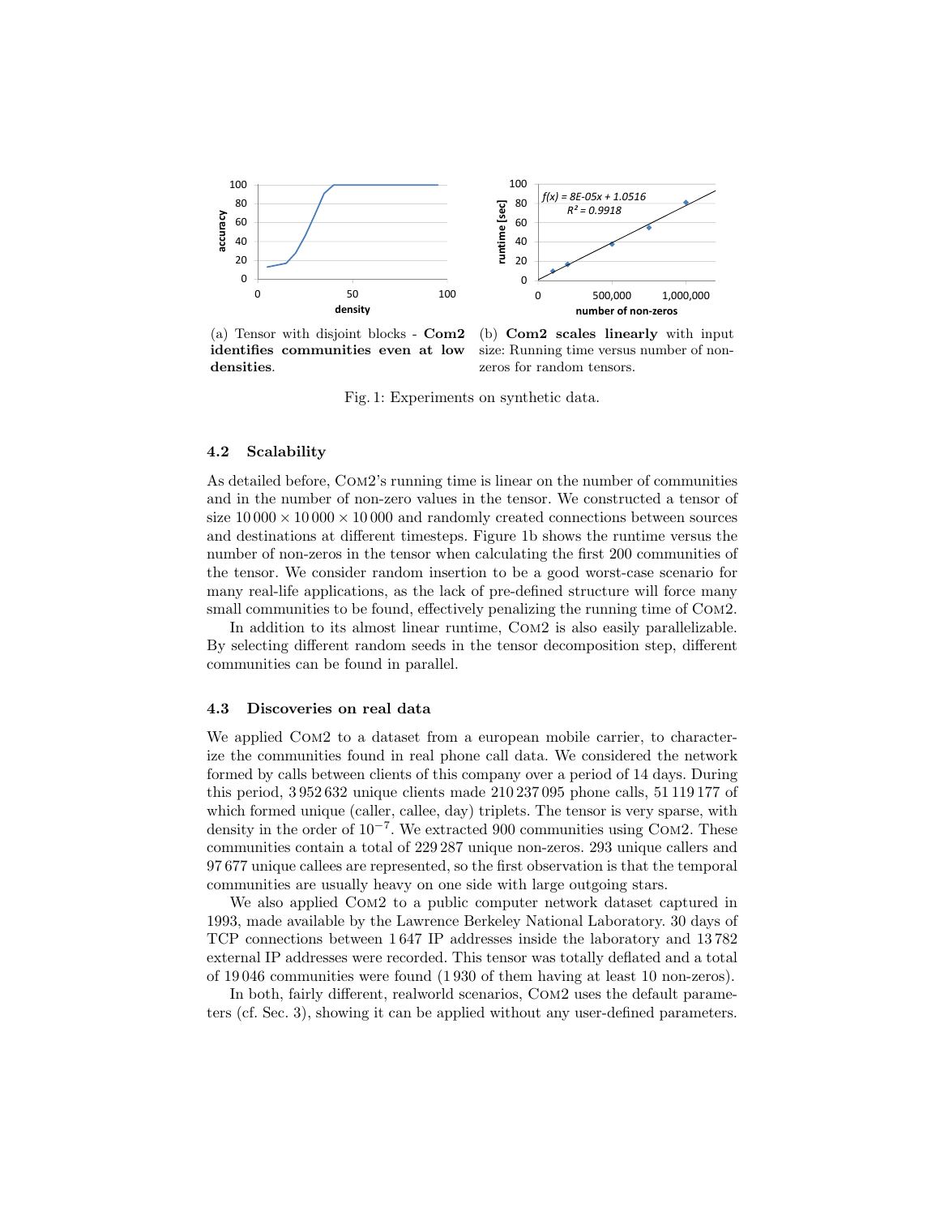(a) Tensor with disjoint blocks - **Com2 identifies communities even at low densities**.

(b) **Com2 scales linearly** with input size: Running time versus number of non-zeros for random tensors.

Fig. 1: Experiments on synthetic data.

### 4.2 Scalability

As detailed before, Com2's running time is linear on the number of communities and in the number of non-zero values in the tensor. We constructed a tensor of size $10\,000 \times 10\,000 \times 10\,000$ and randomly created connections between sources and destinations at different timesteps. Figure 1b shows the runtime versus the number of non-zeros in the tensor when calculating the first 200 communities of the tensor. We consider random insertion to be a good worst-case scenario for many real-life applications, as the lack of pre-defined structure will force many small communities to be found, effectively penalizing the running time of Com2.

In addition to its almost linear runtime, Com2 is also easily parallelizable. By selecting different random seeds in the tensor decomposition step, different communities can be found in parallel.

### 4.3 Discoveries on real data

We applied Com2 to a dataset from a european mobile carrier, to characterize the communities found in real phone call data. We considered the network formed by calls between clients of this company over a period of 14 days. During this period, 3 952 632 unique clients made 210 237 095 phone calls, 51 119 177 of which formed unique (caller, callee, day) triplets. The tensor is very sparse, with density in the order of $10^{-7}$. We extracted 900 communities using Com2. These communities contain a total of 229 287 unique non-zeros. 293 unique callers and 97 677 unique callees are represented, so the first observation is that the temporal communities are usually heavy on one side with large outgoing stars.

We also applied Com2 to a public computer network dataset captured in 1993, made available by the Lawrence Berkeley National Laboratory. 30 days of TCP connections between 1 647 IP addresses inside the laboratory and 13 782 external IP addresses were recorded. This tensor was totally deflated and a total of 19 046 communities were found (1 930 of them having at least 10 non-zeros).

In both, fairly different, realworld scenarios, Com2 uses the default parameters (cf. Sec. 3), showing it can be applied without any user-defined parameters.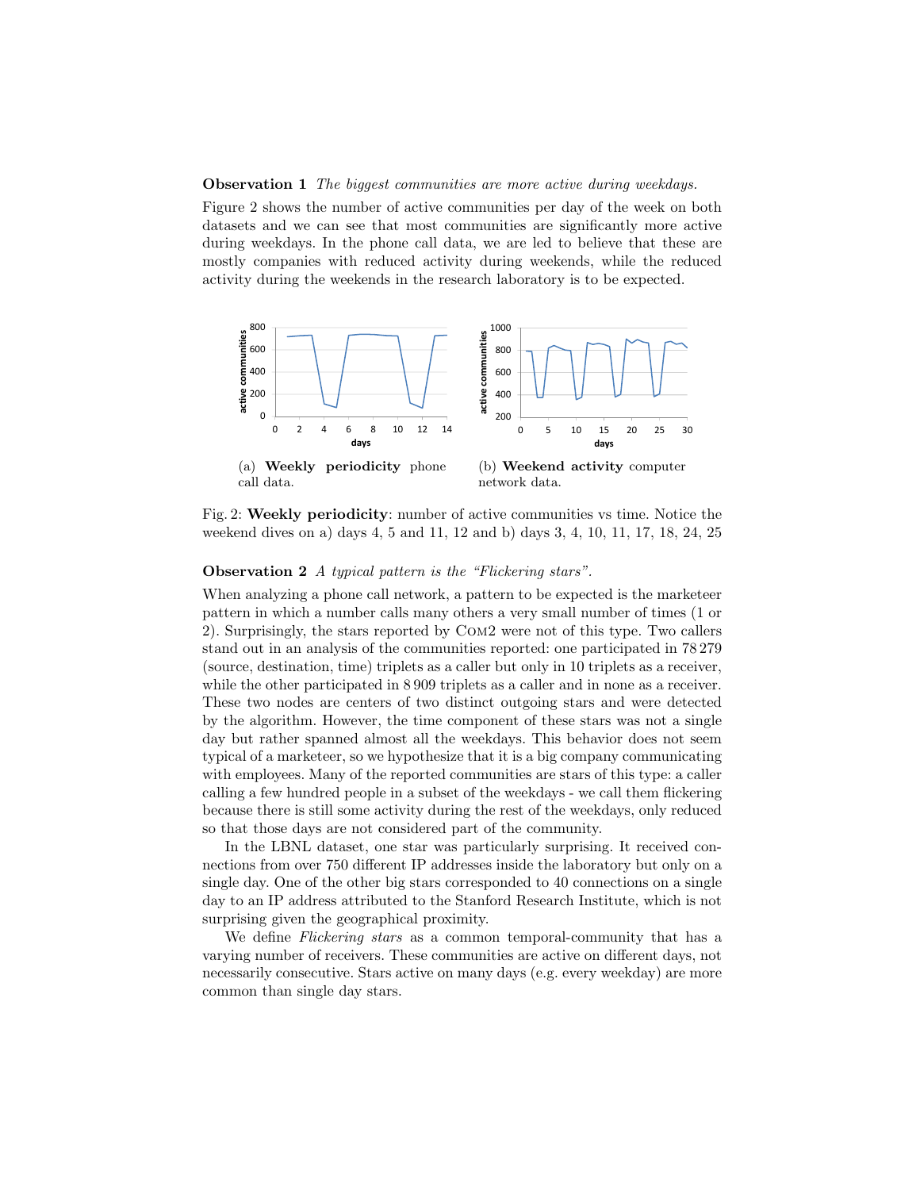**Observation 1** *The biggest communities are more active during weekdays.*

Figure 2 shows the number of active communities per day of the week on both datasets and we can see that most communities are significantly more active during weekdays. In the phone call data, we are led to believe that these are mostly companies with reduced activity during weekends, while the reduced activity during the weekends in the research laboratory is to be expected.

(a) **Weekly periodicity** phone call data.

(b) **Weekend activity** computer network data.

Fig. 2: **Weekly periodicity**: number of active communities vs time. Notice the weekend dives on a) days 4, 5 and 11, 12 and b) days 3, 4, 10, 11, 17, 18, 24, 25

**Observation 2** *A typical pattern is the "Flickering stars".*

When analyzing a phone call network, a pattern to be expected is the marketeer pattern in which a number calls many others a very small number of times (1 or 2). Surprisingly, the stars reported by COM2 were not of this type. Two callers stand out in an analysis of the communities reported: one participated in 78 279 (source, destination, time) triplets as a caller but only in 10 triplets as a receiver, while the other participated in 8 909 triplets as a caller and in none as a receiver. These two nodes are centers of two distinct outgoing stars and were detected by the algorithm. However, the time component of these stars was not a single day but rather spanned almost all the weekdays. This behavior does not seem typical of a marketeer, so we hypothesize that it is a big company communicating with employees. Many of the reported communities are stars of this type: a caller calling a few hundred people in a subset of the weekdays - we call them flickering because there is still some activity during the rest of the weekdays, only reduced so that those days are not considered part of the community.

In the LBNL dataset, one star was particularly surprising. It received connections from over 750 different IP addresses inside the laboratory but only on a single day. One of the other big stars corresponded to 40 connections on a single day to an IP address attributed to the Stanford Research Institute, which is not surprising given the geographical proximity.

We define *Flickering stars* as a common temporal-community that has a varying number of receivers. These communities are active on different days, not necessarily consecutive. Stars active on many days (e.g. every weekday) are more common than single day stars.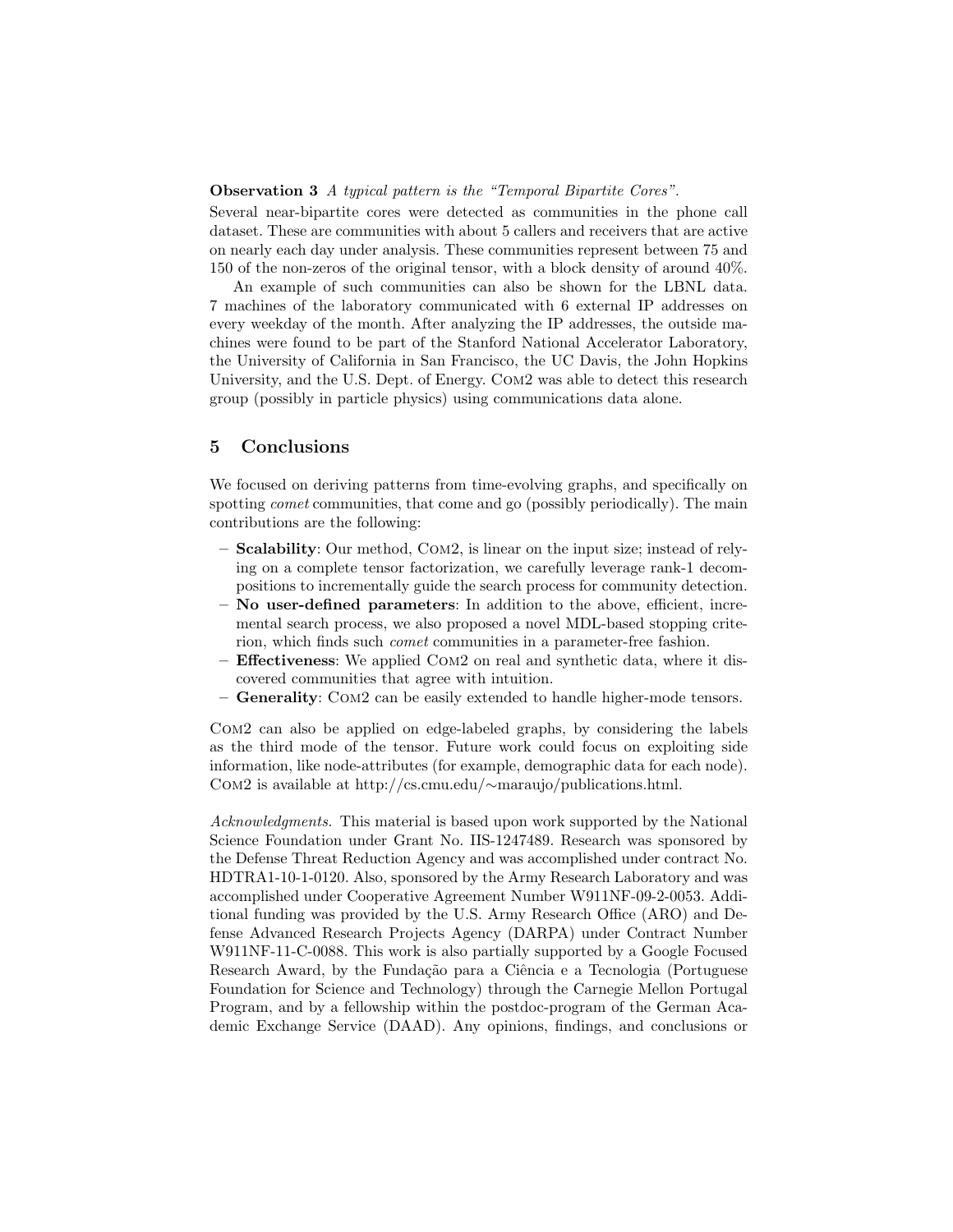**Observation 3** *A typical pattern is the "Temporal Bipartite Cores".*

Several near-bipartite cores were detected as communities in the phone call dataset. These are communities with about 5 callers and receivers that are active on nearly each day under analysis. These communities represent between 75 and 150 of the non-zeros of the original tensor, with a block density of around 40%.

An example of such communities can also be shown for the LBNL data. 7 machines of the laboratory communicated with 6 external IP addresses on every weekday of the month. After analyzing the IP addresses, the outside machines were found to be part of the Stanford National Accelerator Laboratory, the University of California in San Francisco, the UC Davis, the John Hopkins University, and the U.S. Dept. of Energy. Com2 was able to detect this research group (possibly in particle physics) using communications data alone.

## 5 Conclusions

We focused on deriving patterns from time-evolving graphs, and specifically on spotting *comet* communities, that come and go (possibly periodically). The main contributions are the following:

- **Scalability**: Our method, Com2, is linear on the input size; instead of relying on a complete tensor factorization, we carefully leverage rank-1 decompositions to incrementally guide the search process for community detection.
- **No user-defined parameters**: In addition to the above, efficient, incremental search process, we also proposed a novel MDL-based stopping criterion, which finds such *comet* communities in a parameter-free fashion.
- **Effectiveness**: We applied Com2 on real and synthetic data, where it discovered communities that agree with intuition.
- **Generality**: Com2 can be easily extended to handle higher-mode tensors.

Com2 can also be applied on edge-labeled graphs, by considering the labels as the third mode of the tensor. Future work could focus on exploiting side information, like node-attributes (for example, demographic data for each node). Com2 is available at http://cs.cmu.edu/∼maraujo/publications.html.

*Acknowledgments.* This material is based upon work supported by the National Science Foundation under Grant No. IIS-1247489. Research was sponsored by the Defense Threat Reduction Agency and was accomplished under contract No. HDTRA1-10-1-0120. Also, sponsored by the Army Research Laboratory and was accomplished under Cooperative Agreement Number W911NF-09-2-0053. Additional funding was provided by the U.S. Army Research Office (ARO) and Defense Advanced Research Projects Agency (DARPA) under Contract Number W911NF-11-C-0088. This work is also partially supported by a Google Focused Research Award, by the Fundação para a Ciência e a Tecnologia (Portuguese Foundation for Science and Technology) through the Carnegie Mellon Portugal Program, and by a fellowship within the postdoc-program of the German Academic Exchange Service (DAAD). Any opinions, findings, and conclusions or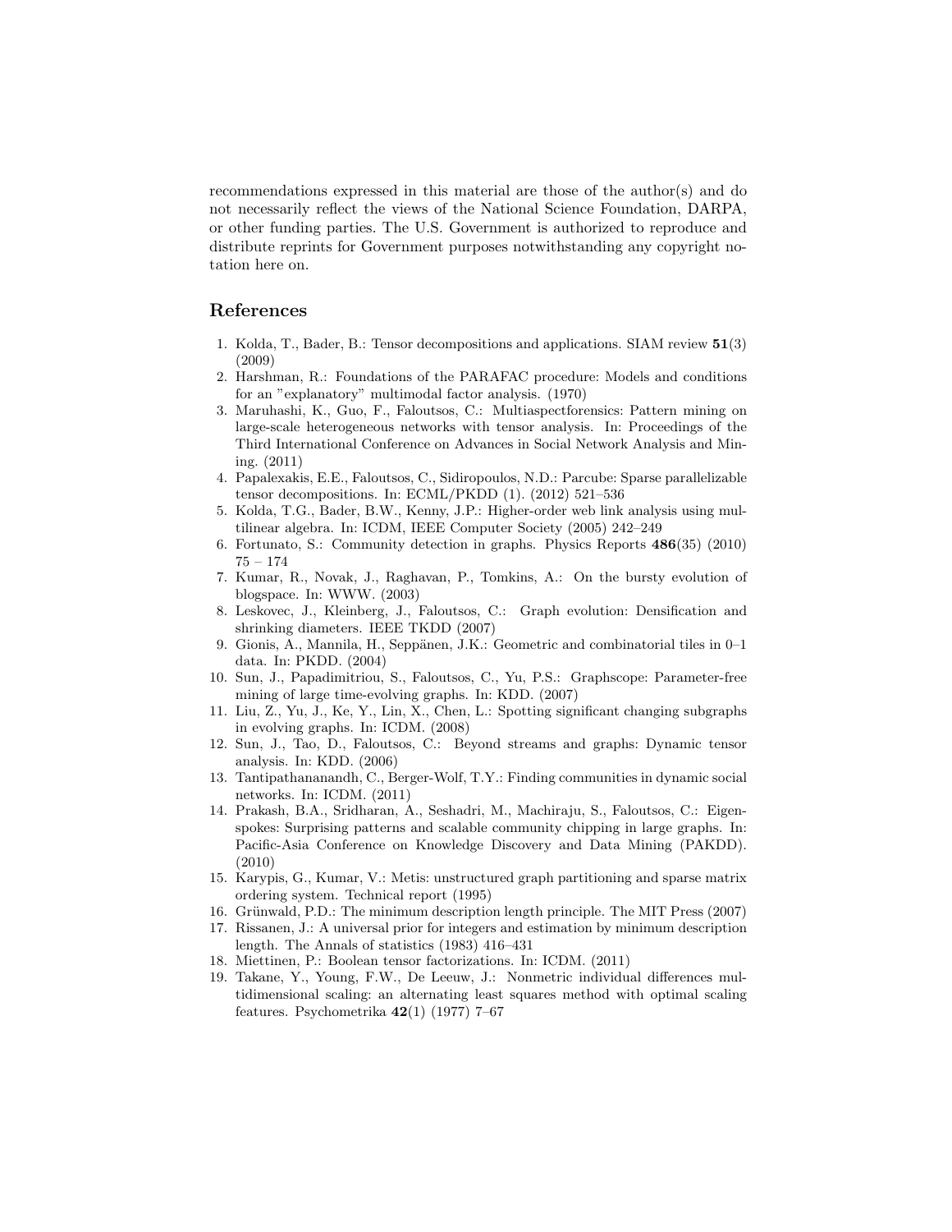recommendations expressed in this material are those of the author(s) and do not necessarily reflect the views of the National Science Foundation, DARPA, or other funding parties. The U.S. Government is authorized to reproduce and distribute reprints for Government purposes notwithstanding any copyright notation here on.

## References

1. Kolda, T., Bader, B.: Tensor decompositions and applications. SIAM review **51**(3) (2009)
2. Harshman, R.: Foundations of the PARAFAC procedure: Models and conditions for an "explanatory" multimodal factor analysis. (1970)
3. Maruhashi, K., Guo, F., Faloutsos, C.: Multiaspectforensics: Pattern mining on large-scale heterogeneous networks with tensor analysis. In: Proceedings of the Third International Conference on Advances in Social Network Analysis and Mining. (2011)
4. Papalexakis, E.E., Faloutsos, C., Sidiropoulos, N.D.: Parcube: Sparse parallelizable tensor decompositions. In: ECML/PKDD (1). (2012) 521–536
5. Kolda, T.G., Bader, B.W., Kenny, J.P.: Higher-order web link analysis using multilinear algebra. In: ICDM, IEEE Computer Society (2005) 242–249
6. Fortunato, S.: Community detection in graphs. Physics Reports **486**(35) (2010) 75 – 174
7. Kumar, R., Novak, J., Raghavan, P., Tomkins, A.: On the bursty evolution of blogspace. In: WWW. (2003)
8. Leskovec, J., Kleinberg, J., Faloutsos, C.: Graph evolution: Densification and shrinking diameters. IEEE TKDD (2007)
9. Gionis, A., Mannila, H., Seppänen, J.K.: Geometric and combinatorial tiles in 0–1 data. In: PKDD. (2004)
10. Sun, J., Papadimitriou, S., Faloutsos, C., Yu, P.S.: Graphscope: Parameter-free mining of large time-evolving graphs. In: KDD. (2007)
11. Liu, Z., Yu, J., Ke, Y., Lin, X., Chen, L.: Spotting significant changing subgraphs in evolving graphs. In: ICDM. (2008)
12. Sun, J., Tao, D., Faloutsos, C.: Beyond streams and graphs: Dynamic tensor analysis. In: KDD. (2006)
13. Tantipathananandh, C., Berger-Wolf, T.Y.: Finding communities in dynamic social networks. In: ICDM. (2011)
14. Prakash, B.A., Sridharan, A., Seshadri, M., Machiraju, S., Faloutsos, C.: Eigenspokes: Surprising patterns and scalable community chipping in large graphs. In: Pacific-Asia Conference on Knowledge Discovery and Data Mining (PAKDD). (2010)
15. Karypis, G., Kumar, V.: Metis: unstructured graph partitioning and sparse matrix ordering system. Technical report (1995)
16. Grünwald, P.D.: The minimum description length principle. The MIT Press (2007)
17. Rissanen, J.: A universal prior for integers and estimation by minimum description length. The Annals of statistics (1983) 416–431
18. Miettinen, P.: Boolean tensor factorizations. In: ICDM. (2011)
19. Takane, Y., Young, F.W., De Leeuw, J.: Nonmetric individual differences multidimensional scaling: an alternating least squares method with optimal scaling features. Psychometrika **42**(1) (1977) 7–67